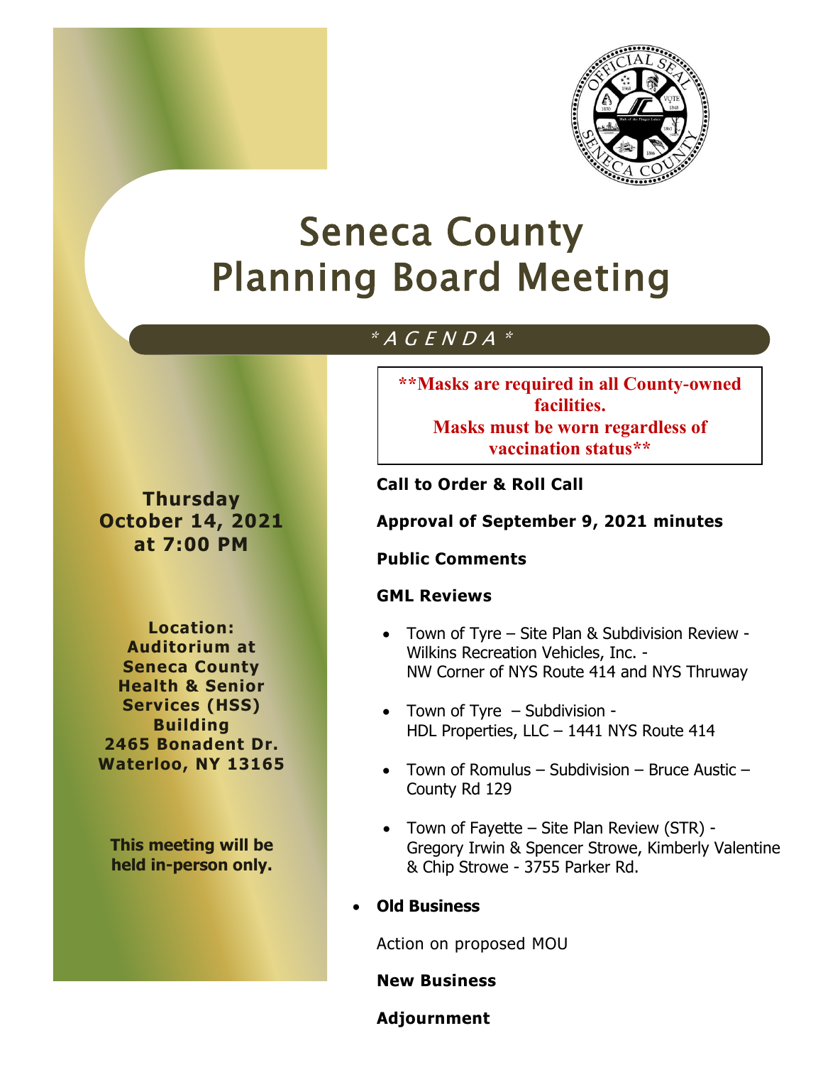# Seneca County Planning Board Meeting

## \* A G E N D A \*

**Thursday October 14, 2021 at 7:00 PM**

**Location: Auditorium at Seneca County Health & Senior Services (HSS) Building 2465 Bonadent Dr. Waterloo, NY 13165**

**This meeting will be held in-person only.**

**\*\*Masks are required in all County-owned facilities. Masks must be worn regardless of vaccination status\*\***

**Call to Order & Roll Call**

**Approval of September 9, 2021 minutes**

**Public Comments**

**GML Reviews**

- Town of Tyre – Site Plan & Subdivision Review - Wilkins Recreation Vehicles, Inc. - NW Corner of NYS Route 414 and NYS Thruway
- Town of Tyre – Subdivision - HDL Properties, LLC – 1441 NYS Route 414
- Town of Romulus – Subdivision – Bruce Austic – County Rd 129
- Town of Fayette – Site Plan Review (STR) - Gregory Irwin & Spencer Strowe, Kimberly Valentine & Chip Strowe - 3755 Parker Rd.

- **Old Business**

Action on proposed MOU

**New Business**

**Adjournment**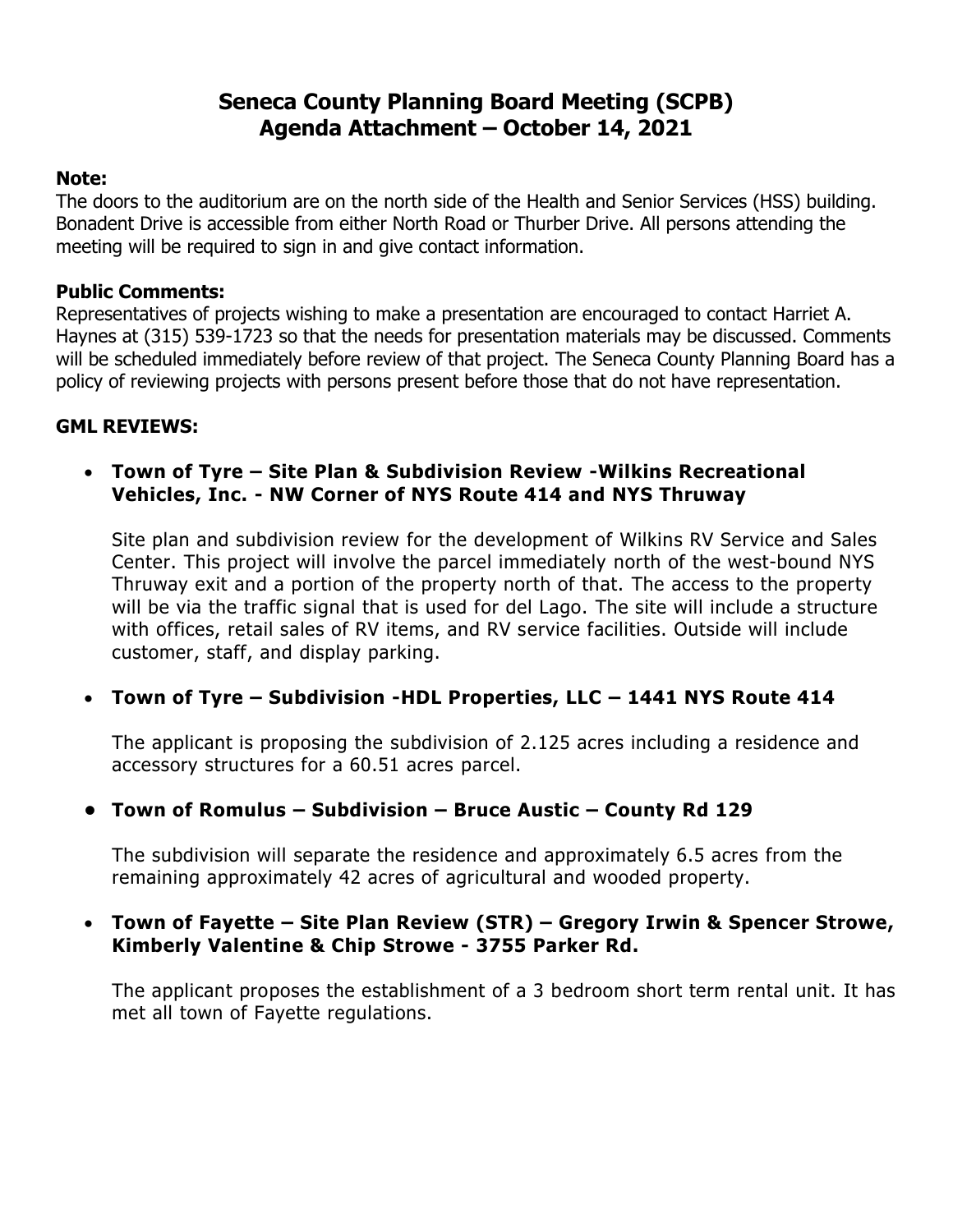# Seneca County Planning Board Meeting (SCPB)
# Agenda Attachment – October 14, 2021

**Note:**

The doors to the auditorium are on the north side of the Health and Senior Services (HSS) building. Bonadent Drive is accessible from either North Road or Thurber Drive. All persons attending the meeting will be required to sign in and give contact information.

**Public Comments:**

Representatives of projects wishing to make a presentation are encouraged to contact Harriet A. Haynes at (315) 539-1723 so that the needs for presentation materials may be discussed. Comments will be scheduled immediately before review of that project. The Seneca County Planning Board has a policy of reviewing projects with persons present before those that do not have representation.

**GML REVIEWS:**

- **Town of Tyre – Site Plan & Subdivision Review -Wilkins Recreational Vehicles, Inc. - NW Corner of NYS Route 414 and NYS Thruway**

  Site plan and subdivision review for the development of Wilkins RV Service and Sales Center. This project will involve the parcel immediately north of the west-bound NYS Thruway exit and a portion of the property north of that. The access to the property will be via the traffic signal that is used for del Lago. The site will include a structure with offices, retail sales of RV items, and RV service facilities. Outside will include customer, staff, and display parking.

- **Town of Tyre – Subdivision -HDL Properties, LLC – 1441 NYS Route 414**

  The applicant is proposing the subdivision of 2.125 acres including a residence and accessory structures for a 60.51 acres parcel.

- **Town of Romulus – Subdivision – Bruce Austic – County Rd 129**

  The subdivision will separate the residence and approximately 6.5 acres from the remaining approximately 42 acres of agricultural and wooded property.

- **Town of Fayette – Site Plan Review (STR) – Gregory Irwin & Spencer Strowe, Kimberly Valentine & Chip Strowe - 3755 Parker Rd.**

  The applicant proposes the establishment of a 3 bedroom short term rental unit. It has met all town of Fayette regulations.